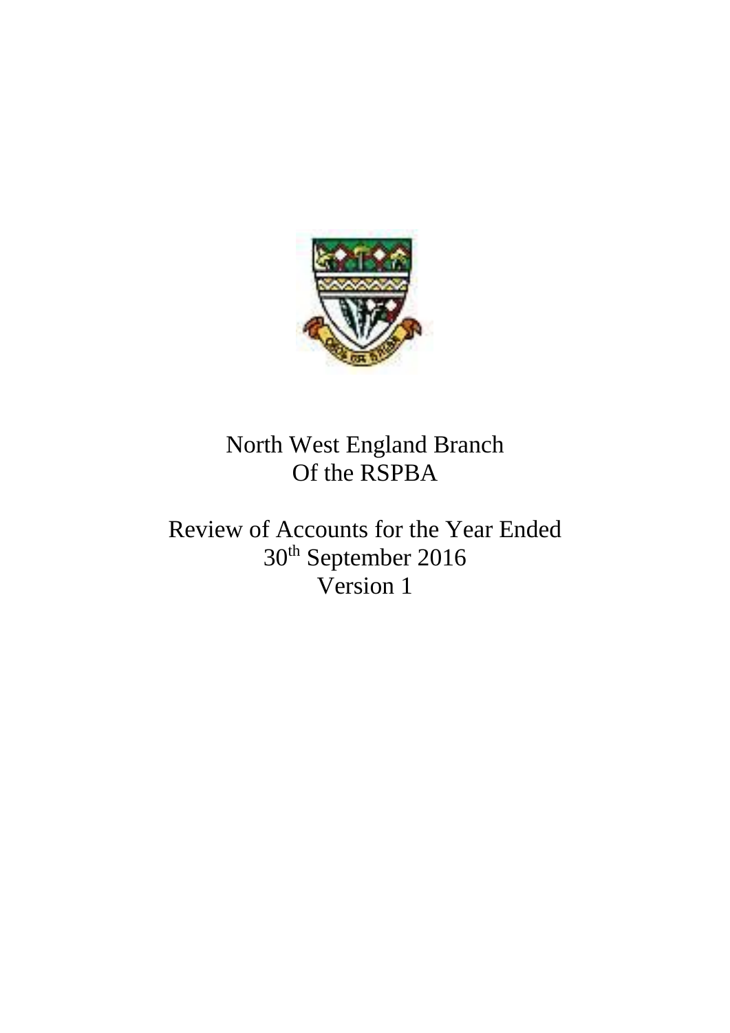# North West England Branch Of the RSPBA

# Review of Accounts for the Year Ended 30th September 2016

Version 1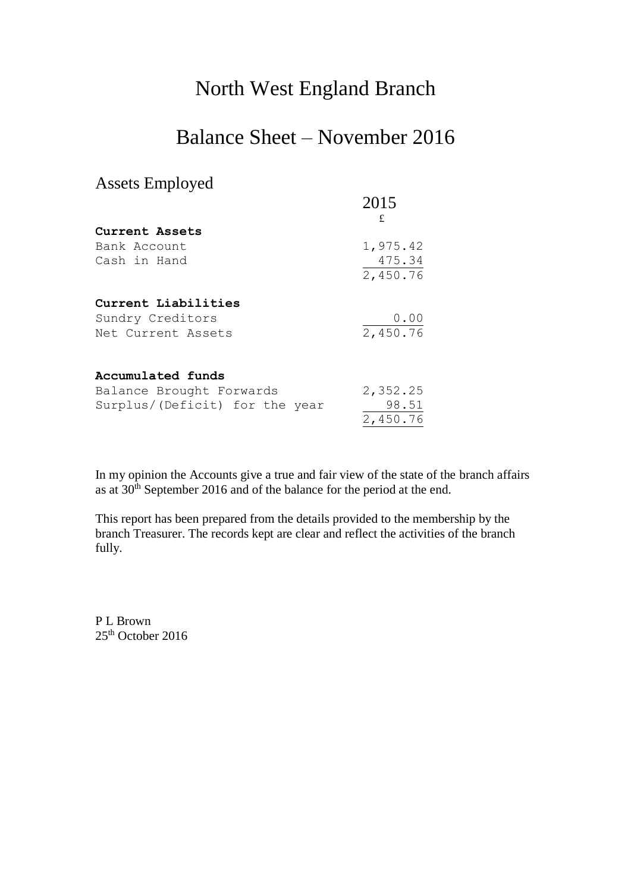# North West England Branch

# Balance Sheet – November 2016

## Assets Employed

| | 2015 |
|---|---|
| | £ |
| **Current Assets** | |
| Bank Account | 1,975.42 |
| Cash in Hand | 475.34 |
| | 2,450.76 |
| **Current Liabilities** | |
| Sundry Creditors | 0.00 |
| Net Current Assets | 2,450.76 |
| **Accumulated funds** | |
| Balance Brought Forwards | 2,352.25 |
| Surplus/(Deficit) for the year | 98.51 |
| | 2,450.76 |

In my opinion the Accounts give a true and fair view of the state of the branch affairs as at 30th September 2016 and of the balance for the period at the end.

This report has been prepared from the details provided to the membership by the branch Treasurer. The records kept are clear and reflect the activities of the branch fully.

P L Brown
25th October 2016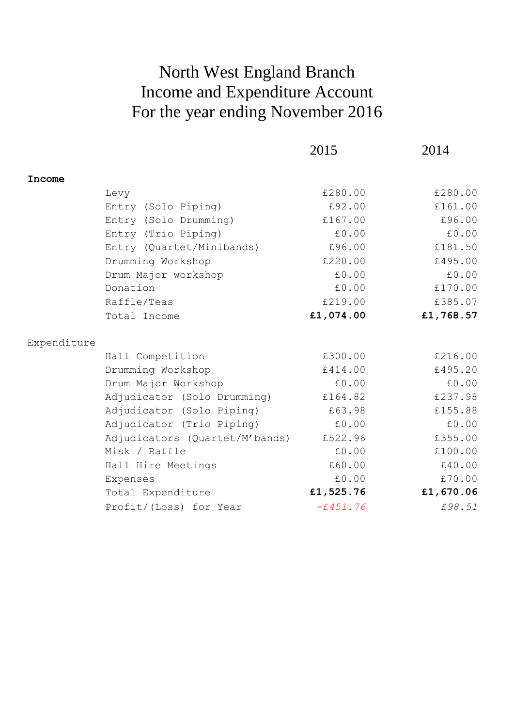# North West England Branch
# Income and Expenditure Account
# For the year ending November 2016

| | | 2015 | 2014 |
|---|---|---|---|
| **Income** | | | |
| | Levy | £280.00 | £280.00 |
| | Entry (Solo Piping) | £92.00 | £161.00 |
| | Entry (Solo Drumming) | £167.00 | £96.00 |
| | Entry (Trio Piping) | £0.00 | £0.00 |
| | Entry (Quartet/Minibands) | £96.00 | £181.50 |
| | Drumming Workshop | £220.00 | £495.00 |
| | Drum Major workshop | £0.00 | £0.00 |
| | Donation | £0.00 | £170.00 |
| | Raffle/Teas | £219.00 | £385.07 |
| | Total Income | **£1,074.00** | **£1,768.57** |
| Expenditure | | | |
| | Hall Competition | £300.00 | £216.00 |
| | Drumming Workshop | £414.00 | £495.20 |
| | Drum Major Workshop | £0.00 | £0.00 |
| | Adjudicator (Solo Drumming) | £164.82 | £237.98 |
| | Adjudicator (Solo Piping) | £63.98 | £155.88 |
| | Adjudicator (Trio Piping) | £0.00 | £0.00 |
| | Adjudicators (Quartet/M'bands) | £522.96 | £355.00 |
| | Misk / Raffle | £0.00 | £100.00 |
| | Hall Hire Meetings | £60.00 | £40.00 |
| | Expenses | £0.00 | £70.00 |
| | Total Expenditure | **£1,525.76** | **£1,670.06** |
| | Profit/(Loss) for Year | *-£451.76* | *£98.51* |